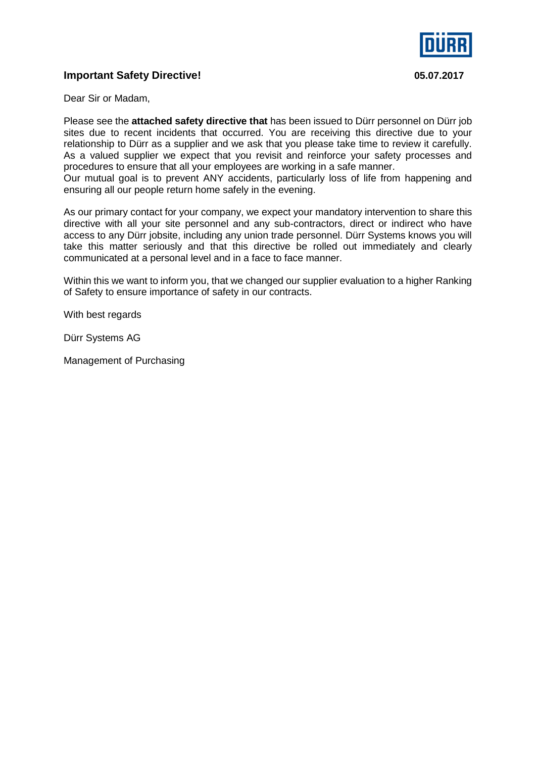## Important Safety Directive!

**05.07.2017**

Dear Sir or Madam,

Please see the **attached safety directive that** has been issued to Dürr personnel on Dürr job sites due to recent incidents that occurred. You are receiving this directive due to your relationship to Dürr as a supplier and we ask that you please take time to review it carefully. As a valued supplier we expect that you revisit and reinforce your safety processes and procedures to ensure that all your employees are working in a safe manner.
Our mutual goal is to prevent ANY accidents, particularly loss of life from happening and ensuring all our people return home safely in the evening.

As our primary contact for your company, we expect your mandatory intervention to share this directive with all your site personnel and any sub-contractors, direct or indirect who have access to any Dürr jobsite, including any union trade personnel. Dürr Systems knows you will take this matter seriously and that this directive be rolled out immediately and clearly communicated at a personal level and in a face to face manner.

Within this we want to inform you, that we changed our supplier evaluation to a higher Ranking of Safety to ensure importance of safety in our contracts.

With best regards

Dürr Systems AG

Management of Purchasing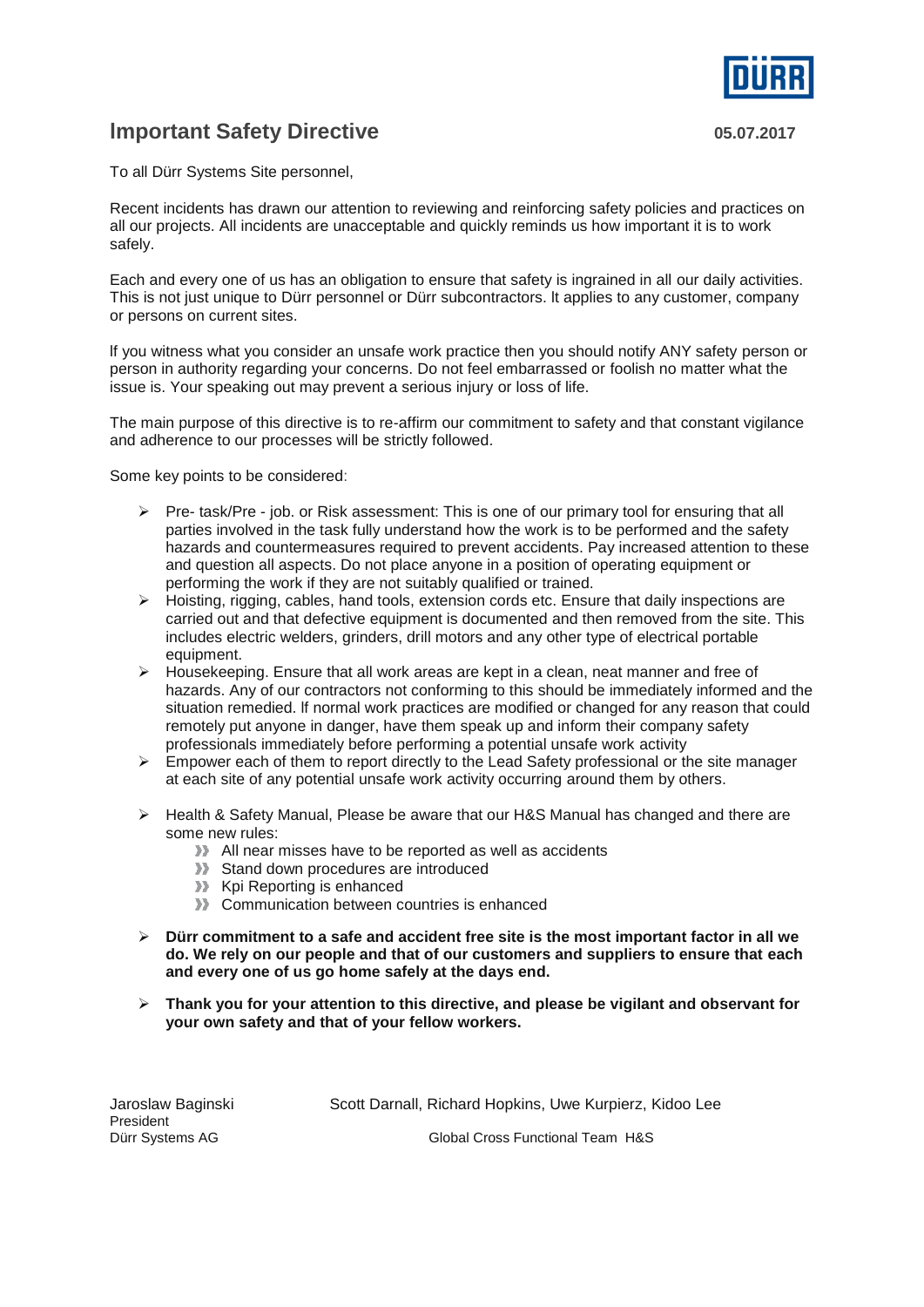# Important Safety Directive

**05.07.2017**

To all Dürr Systems Site personnel,

Recent incidents has drawn our attention to reviewing and reinforcing safety policies and practices on all our projects. All incidents are unacceptable and quickly reminds us how important it is to work safely.

Each and every one of us has an obligation to ensure that safety is ingrained in all our daily activities. This is not just unique to Dürr personnel or Dürr subcontractors. It applies to any customer, company or persons on current sites.

If you witness what you consider an unsafe work practice then you should notify ANY safety person or person in authority regarding your concerns. Do not feel embarrassed or foolish no matter what the issue is. Your speaking out may prevent a serious injury or loss of life.

The main purpose of this directive is to re-affirm our commitment to safety and that constant vigilance and adherence to our processes will be strictly followed.

Some key points to be considered:

- Pre- task/Pre - job. or Risk assessment: This is one of our primary tool for ensuring that all parties involved in the task fully understand how the work is to be performed and the safety hazards and countermeasures required to prevent accidents. Pay increased attention to these and question all aspects. Do not place anyone in a position of operating equipment or performing the work if they are not suitably qualified or trained.
- Hoisting, rigging, cables, hand tools, extension cords etc. Ensure that daily inspections are carried out and that defective equipment is documented and then removed from the site. This includes electric welders, grinders, drill motors and any other type of electrical portable equipment.
- Housekeeping. Ensure that all work areas are kept in a clean, neat manner and free of hazards. Any of our contractors not conforming to this should be immediately informed and the situation remedied. If normal work practices are modified or changed for any reason that could remotely put anyone in danger, have them speak up and inform their company safety professionals immediately before performing a potential unsafe work activity
- Empower each of them to report directly to the Lead Safety professional or the site manager at each site of any potential unsafe work activity occurring around them by others.
- Health & Safety Manual, Please be aware that our H&S Manual has changed and there are some new rules:
  - All near misses have to be reported as well as accidents
  - Stand down procedures are introduced
  - Kpi Reporting is enhanced
  - Communication between countries is enhanced
- **Dürr commitment to a safe and accident free site is the most important factor in all we do. We rely on our people and that of our customers and suppliers to ensure that each and every one of us go home safely at the days end.**
- **Thank you for your attention to this directive, and please be vigilant and observant for your own safety and that of your fellow workers.**

Jaroslaw Baginski
President
Dürr Systems AG

Scott Darnall, Richard Hopkins, Uwe Kurpierz, Kidoo Lee
Global Cross Functional Team H&S